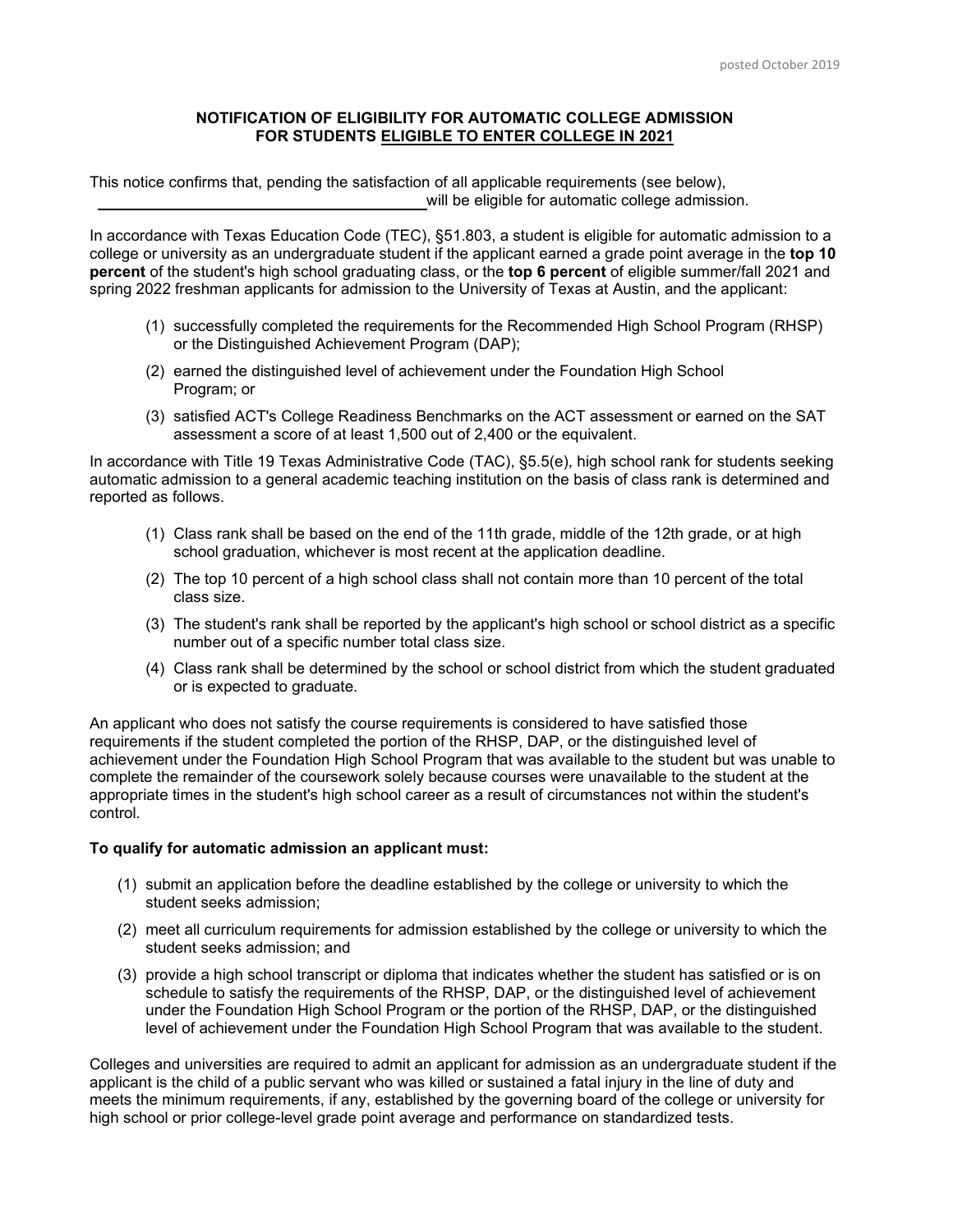**NOTIFICATION OF ELIGIBILITY FOR AUTOMATIC COLLEGE ADMISSION FOR STUDENTS ELIGIBLE TO ENTER COLLEGE IN 2021**

This notice confirms that, pending the satisfaction of all applicable requirements (see below), \_\_\_\_\_\_\_\_\_\_\_\_\_\_\_\_\_\_\_\_\_\_\_\_\_\_\_\_\_\_\_\_\_\_\_\_\_\_\_\_ will be eligible for automatic college admission.

In accordance with Texas Education Code (TEC), §51.803, a student is eligible for automatic admission to a college or university as an undergraduate student if the applicant earned a grade point average in the **top 10 percent** of the student's high school graduating class, or the **top 6 percent** of eligible summer/fall 2021 and spring 2022 freshman applicants for admission to the University of Texas at Austin, and the applicant:

(1) successfully completed the requirements for the Recommended High School Program (RHSP) or the Distinguished Achievement Program (DAP);

(2) earned the distinguished level of achievement under the Foundation High School Program; or

(3) satisfied ACT's College Readiness Benchmarks on the ACT assessment or earned on the SAT assessment a score of at least 1,500 out of 2,400 or the equivalent.

In accordance with Title 19 Texas Administrative Code (TAC), §5.5(e), high school rank for students seeking automatic admission to a general academic teaching institution on the basis of class rank is determined and reported as follows.

(1) Class rank shall be based on the end of the 11th grade, middle of the 12th grade, or at high school graduation, whichever is most recent at the application deadline.

(2) The top 10 percent of a high school class shall not contain more than 10 percent of the total class size.

(3) The student's rank shall be reported by the applicant's high school or school district as a specific number out of a specific number total class size.

(4) Class rank shall be determined by the school or school district from which the student graduated or is expected to graduate.

An applicant who does not satisfy the course requirements is considered to have satisfied those requirements if the student completed the portion of the RHSP, DAP, or the distinguished level of achievement under the Foundation High School Program that was available to the student but was unable to complete the remainder of the coursework solely because courses were unavailable to the student at the appropriate times in the student's high school career as a result of circumstances not within the student's control.

**To qualify for automatic admission an applicant must:**

(1) submit an application before the deadline established by the college or university to which the student seeks admission;

(2) meet all curriculum requirements for admission established by the college or university to which the student seeks admission; and

(3) provide a high school transcript or diploma that indicates whether the student has satisfied or is on schedule to satisfy the requirements of the RHSP, DAP, or the distinguished level of achievement under the Foundation High School Program or the portion of the RHSP, DAP, or the distinguished level of achievement under the Foundation High School Program that was available to the student.

Colleges and universities are required to admit an applicant for admission as an undergraduate student if the applicant is the child of a public servant who was killed or sustained a fatal injury in the line of duty and meets the minimum requirements, if any, established by the governing board of the college or university for high school or prior college-level grade point average and performance on standardized tests.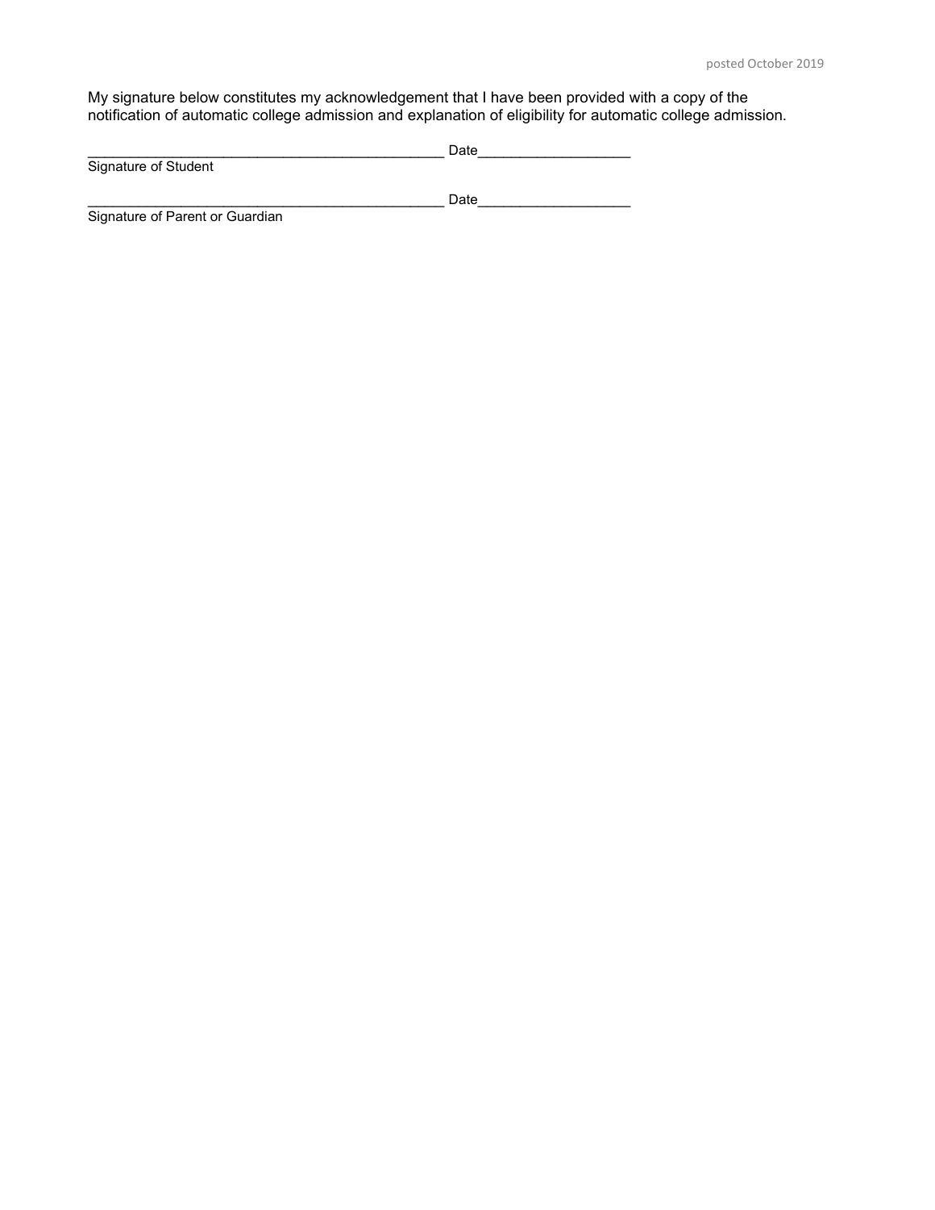posted October 2019

My signature below constitutes my acknowledgement that I have been provided with a copy of the notification of automatic college admission and explanation of eligibility for automatic college admission.

_____________________________________________ Date___________________
Signature of Student

_____________________________________________ Date___________________
Signature of Parent or Guardian